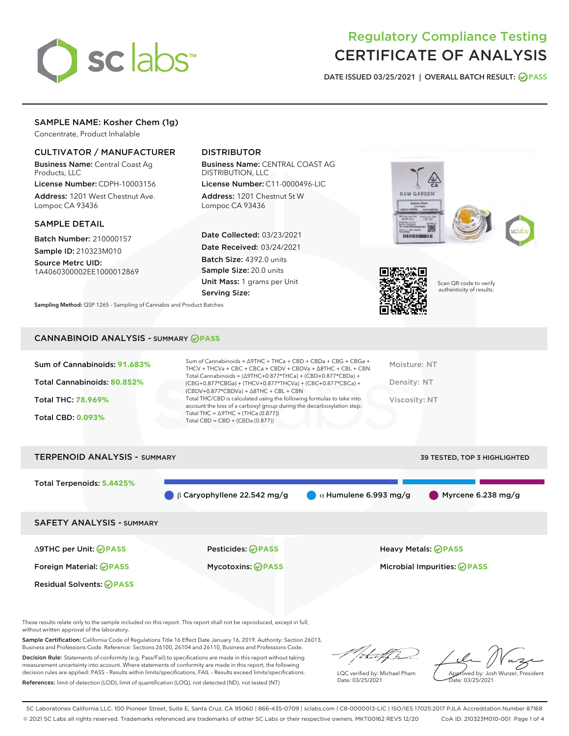# Regulatory Compliance Testing
# CERTIFICATE OF ANALYSIS

DATE ISSUED 03/25/2021 | OVERALL BATCH RESULT: PASS

## SAMPLE NAME: Kosher Chem (1g)

Concentrate, Product Inhalable

### CULTIVATOR / MANUFACTURER

**Business Name:** Central Coast Ag Products, LLC

**License Number:** CDPH-10003156

**Address:** 1201 West Chestnut Ave. Lompoc CA 93436

### DISTRIBUTOR

**Business Name:** CENTRAL COAST AG DISTRIBUTION, LLC

**License Number:** C11-0000496-LIC

**Address:** 1201 Chestnut St W Lompoc CA 93436

### SAMPLE DETAIL

**Batch Number:** 210000157

**Sample ID:** 210323M010

**Source Metrc UID:** 1A4060300002EE1000012869

**Date Collected:** 03/23/2021

**Date Received:** 03/24/2021

**Batch Size:** 4392.0 units

**Sample Size:** 20.0 units

**Unit Mass:** 1 grams per Unit

**Serving Size:**

Scan QR code to verify authenticity of results.

**Sampling Method:** QSP 1265 - Sampling of Cannabis and Product Batches

## CANNABINOID ANALYSIS - SUMMARY PASS

**Sum of Cannabinoids:** 91.683%

**Total Cannabinoids:** 80.852%

**Total THC:** 78.969%

**Total CBD:** 0.093%

Sum of Cannabinoids = Δ9THC + THCa + CBD + CBDa + CBG + CBGa + THCV + THCVa + CBC + CBCa + CBDV + CBDVa + Δ8THC + CBL + CBN

Total Cannabinoids = (Δ9THC+0.877*THCa) + (CBD+0.877*CBDa) + (CBG+0.877*CBGa) + (THCV+0.877*THCVa) + (CBC+0.877*CBCa) + (CBDV+0.877*CBDVa) + Δ8THC + CBL + CBN

Total THC/CBD is calculated using the following formulas to take into account the loss of a carboxyl group during the decarboxylation step:

Total THC = Δ9THC + (THCa (0.877))

Total CBD = CBD + (CBDa (0.877))

Moisture: NT

Density: NT

Viscosity: NT

## TERPENOID ANALYSIS - SUMMARY

39 TESTED, TOP 3 HIGHLIGHTED

**Total Terpenoids:** 5.4425%

β Caryophyllene 22.542 mg/g | α Humulene 6.993 mg/g | Myrcene 6.238 mg/g

## SAFETY ANALYSIS - SUMMARY

| | | |
|---|---|---|
| Δ9THC per Unit: PASS | Pesticides: PASS | Heavy Metals: PASS |
| Foreign Material: PASS | Mycotoxins: PASS | Microbial Impurities: PASS |
| Residual Solvents: PASS | | |

These results relate only to the sample included on this report. This report shall not be reproduced, except in full, without written approval of the laboratory.

**Sample Certification:** California Code of Regulations Title 16 Effect Date January 16, 2019. Authority: Section 26013, Business and Professions Code. Reference: Sections 26100, 26104 and 26110, Business and Professions Code.

**Decision Rule:** Statements of conformity (e.g. Pass/Fail) to specifications are made in this report without taking measurement uncertainty into account. Where statements of conformity are made in this report, the following decision rules are applied: PASS - Results within limits/specifications, FAIL - Results exceed limits/specifications.

**References:** limit of detection (LOD), limit of quantification (LOQ), not detected (ND), not tested (NT)

LQC verified by: Michael Pham
Date: 03/25/2021

Approved by: Josh Wurzer, President
Date: 03/25/2021

SC Laboratories California LLC. 100 Pioneer Street, Suite E, Santa Cruz, CA 95060 | 866-435-0709 | sclabs.com | C8-0000013-LIC | ISO/IES 17025:2017 PJLA Accreditation Number 87168
© 2021 SC Labs all rights reserved. Trademarks referenced are trademarks of either SC Labs or their respective owners. MKT00162 REV5 12/20 CoA ID: 210323M010-001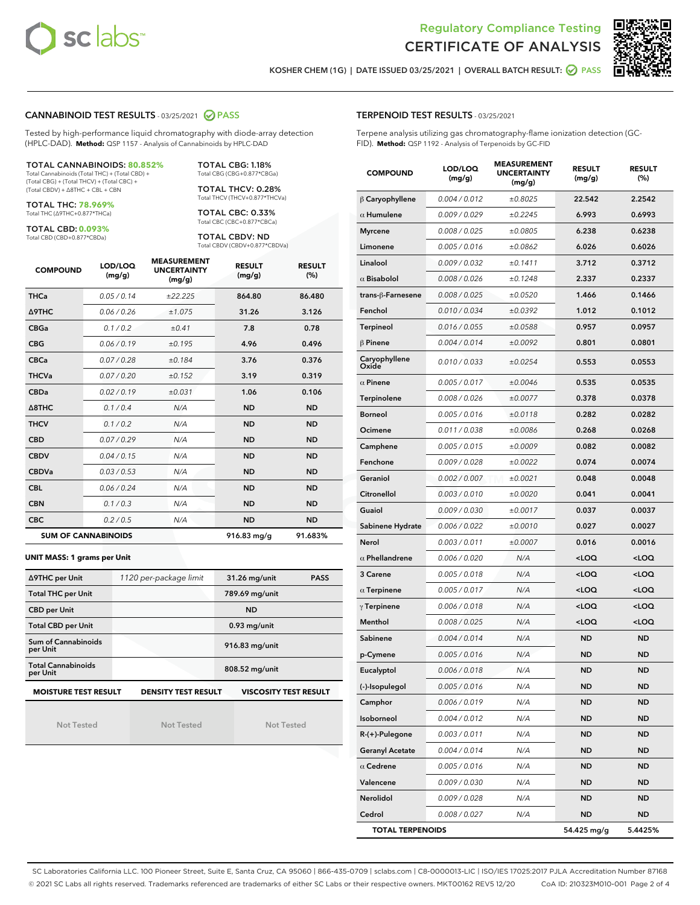# Regulatory Compliance Testing
# CERTIFICATE OF ANALYSIS

KOSHER CHEM (1G) | DATE ISSUED 03/25/2021 | OVERALL BATCH RESULT: PASS

## CANNABINOID TEST RESULTS - 03/25/2021 PASS

Tested by high-performance liquid chromatography with diode-array detection (HPLC-DAD). **Method:** QSP 1157 - Analysis of Cannabinoids by HPLC-DAD

**TOTAL CANNABINOIDS: 80.852%**
Total Cannabinoids (Total THC) + (Total CBD) + (Total CBG) + (Total THCV) + (Total CBC) + (Total CBDV) + Δ8THC + CBL + CBN

**TOTAL THC: 78.969%**
Total THC (Δ9THC+0.877*THCa)

**TOTAL CBD: 0.093%**
Total CBD (CBD+0.877*CBDa)

**TOTAL CBG: 1.18%**
Total CBG (CBG+0.877*CBGa)

**TOTAL THCV: 0.28%**
Total THCV (THCV+0.877*THCVa)

**TOTAL CBC: 0.33%**
Total CBC (CBC+0.877*CBCa)

**TOTAL CBDV: ND**
Total CBDV (CBDV+0.877*CBDVa)

| COMPOUND | LOD/LOQ (mg/g) | MEASUREMENT UNCERTAINTY (mg/g) | RESULT (mg/g) | RESULT (%) |
|---|---|---|---|---|
| THCa | 0.05 / 0.14 | ±22.225 | 864.80 | 86.480 |
| Δ9THC | 0.06 / 0.26 | ±1.075 | 31.26 | 3.126 |
| CBGa | 0.1 / 0.2 | ±0.41 | 7.8 | 0.78 |
| CBG | 0.06 / 0.19 | ±0.195 | 4.96 | 0.496 |
| CBCa | 0.07 / 0.28 | ±0.184 | 3.76 | 0.376 |
| THCVa | 0.07 / 0.20 | ±0.152 | 3.19 | 0.319 |
| CBDa | 0.02 / 0.19 | ±0.031 | 1.06 | 0.106 |
| Δ8THC | 0.1 / 0.4 | N/A | ND | ND |
| THCV | 0.1 / 0.2 | N/A | ND | ND |
| CBD | 0.07 / 0.29 | N/A | ND | ND |
| CBDV | 0.04 / 0.15 | N/A | ND | ND |
| CBDVa | 0.03 / 0.53 | N/A | ND | ND |
| CBL | 0.06 / 0.24 | N/A | ND | ND |
| CBN | 0.1 / 0.3 | N/A | ND | ND |
| CBC | 0.2 / 0.5 | N/A | ND | ND |
| **SUM OF CANNABINOIDS** | | | 916.83 mg/g | 91.683% |

**UNIT MASS: 1 grams per Unit**

| Δ9THC per Unit | 1120 per-package limit | 31.26 mg/unit | PASS |
|---|---|---|---|
| Total THC per Unit | | 789.69 mg/unit | |
| CBD per Unit | | ND | |
| Total CBD per Unit | | 0.93 mg/unit | |
| Sum of Cannabinoids per Unit | | 916.83 mg/unit | |
| Total Cannabinoids per Unit | | 808.52 mg/unit | |

| MOISTURE TEST RESULT | DENSITY TEST RESULT | VISCOSITY TEST RESULT |
|---|---|---|
| Not Tested | Not Tested | Not Tested |

## TERPENOID TEST RESULTS - 03/25/2021

Terpene analysis utilizing gas chromatography-flame ionization detection (GC-FID). **Method:** QSP 1192 - Analysis of Terpenoids by GC-FID

| COMPOUND | LOD/LOQ (mg/g) | MEASUREMENT UNCERTAINTY (mg/g) | RESULT (mg/g) | RESULT (%) |
|---|---|---|---|---|
| β Caryophyllene | 0.004 / 0.012 | ±0.8025 | 22.542 | 2.2542 |
| α Humulene | 0.009 / 0.029 | ±0.2245 | 6.993 | 0.6993 |
| Myrcene | 0.008 / 0.025 | ±0.0805 | 6.238 | 0.6238 |
| Limonene | 0.005 / 0.016 | ±0.0862 | 6.026 | 0.6026 |
| Linalool | 0.009 / 0.032 | ±0.1411 | 3.712 | 0.3712 |
| α Bisabolol | 0.008 / 0.026 | ±0.1248 | 2.337 | 0.2337 |
| trans-β-Farnesene | 0.008 / 0.025 | ±0.0520 | 1.466 | 0.1466 |
| Fenchol | 0.010 / 0.034 | ±0.0392 | 1.012 | 0.1012 |
| Terpineol | 0.016 / 0.055 | ±0.0588 | 0.957 | 0.0957 |
| β Pinene | 0.004 / 0.014 | ±0.0092 | 0.801 | 0.0801 |
| Caryophyllene Oxide | 0.010 / 0.033 | ±0.0254 | 0.553 | 0.0553 |
| α Pinene | 0.005 / 0.017 | ±0.0046 | 0.535 | 0.0535 |
| Terpinolene | 0.008 / 0.026 | ±0.0077 | 0.378 | 0.0378 |
| Borneol | 0.005 / 0.016 | ±0.0118 | 0.282 | 0.0282 |
| Ocimene | 0.011 / 0.038 | ±0.0086 | 0.268 | 0.0268 |
| Camphene | 0.005 / 0.015 | ±0.0009 | 0.082 | 0.0082 |
| Fenchone | 0.009 / 0.028 | ±0.0022 | 0.074 | 0.0074 |
| Geraniol | 0.002 / 0.007 | ±0.0021 | 0.048 | 0.0048 |
| Citronellol | 0.003 / 0.010 | ±0.0020 | 0.041 | 0.0041 |
| Guaiol | 0.009 / 0.030 | ±0.0017 | 0.037 | 0.0037 |
| Sabinene Hydrate | 0.006 / 0.022 | ±0.0010 | 0.027 | 0.0027 |
| Nerol | 0.003 / 0.011 | ±0.0007 | 0.016 | 0.0016 |
| α Phellandrene | 0.006 / 0.020 | N/A | <LOQ | <LOQ |
| 3 Carene | 0.005 / 0.018 | N/A | <LOQ | <LOQ |
| α Terpinene | 0.005 / 0.017 | N/A | <LOQ | <LOQ |
| γ Terpinene | 0.006 / 0.018 | N/A | <LOQ | <LOQ |
| Menthol | 0.008 / 0.025 | N/A | <LOQ | <LOQ |
| Sabinene | 0.004 / 0.014 | N/A | ND | ND |
| p-Cymene | 0.005 / 0.016 | N/A | ND | ND |
| Eucalyptol | 0.006 / 0.018 | N/A | ND | ND |
| (-)-Isopulegol | 0.005 / 0.016 | N/A | ND | ND |
| Camphor | 0.006 / 0.019 | N/A | ND | ND |
| Isoborneol | 0.004 / 0.012 | N/A | ND | ND |
| R-(+)-Pulegone | 0.003 / 0.011 | N/A | ND | ND |
| Geranyl Acetate | 0.004 / 0.014 | N/A | ND | ND |
| α Cedrene | 0.005 / 0.016 | N/A | ND | ND |
| Valencene | 0.009 / 0.030 | N/A | ND | ND |
| Nerolidol | 0.009 / 0.028 | N/A | ND | ND |
| Cedrol | 0.008 / 0.027 | N/A | ND | ND |
| **TOTAL TERPENOIDS** | | | 54.425 mg/g | 5.4425% |

SC Laboratories California LLC. 100 Pioneer Street, Suite E, Santa Cruz, CA 95060 | 866-435-0709 | sclabs.com | C8-0000013-LIC | ISO/IES 17025:2017 PJLA Accreditation Number 87168
© 2021 SC Labs all rights reserved. Trademarks referenced are trademarks of either SC Labs or their respective owners. MKT00162 REV5 12/20 CoA ID: 210323M010-001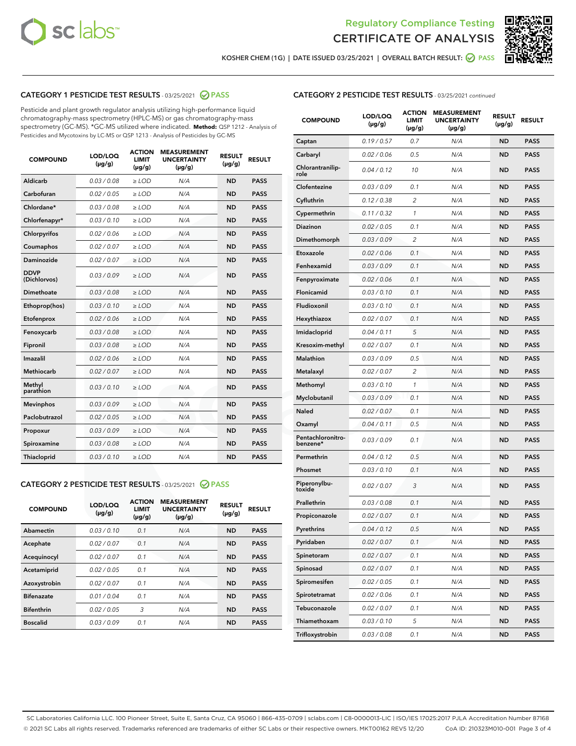Regulatory Compliance Testing
CERTIFICATE OF ANALYSIS

KOSHER CHEM (1G) | DATE ISSUED 03/25/2021 | OVERALL BATCH RESULT: PASS

## CATEGORY 1 PESTICIDE TEST RESULTS - 03/25/2021 PASS

Pesticide and plant growth regulator analysis utilizing high-performance liquid chromatography-mass spectrometry (HPLC-MS) or gas chromatography-mass spectrometry (GC-MS). *GC-MS utilized where indicated. **Method:** QSP 1212 - Analysis of Pesticides and Mycotoxins by LC-MS or QSP 1213 - Analysis of Pesticides by GC-MS

| COMPOUND | LOD/LOQ (µg/g) | ACTION LIMIT (µg/g) | MEASUREMENT UNCERTAINTY (µg/g) | RESULT (µg/g) | RESULT |
|---|---|---|---|---|---|
| Aldicarb | 0.03 / 0.08 | ≥ LOD | N/A | ND | PASS |
| Carbofuran | 0.02 / 0.05 | ≥ LOD | N/A | ND | PASS |
| Chlordane* | 0.03 / 0.08 | ≥ LOD | N/A | ND | PASS |
| Chlorfenapyr* | 0.03 / 0.10 | ≥ LOD | N/A | ND | PASS |
| Chlorpyrifos | 0.02 / 0.06 | ≥ LOD | N/A | ND | PASS |
| Coumaphos | 0.02 / 0.07 | ≥ LOD | N/A | ND | PASS |
| Daminozide | 0.02 / 0.07 | ≥ LOD | N/A | ND | PASS |
| DDVP (Dichlorvos) | 0.03 / 0.09 | ≥ LOD | N/A | ND | PASS |
| Dimethoate | 0.03 / 0.08 | ≥ LOD | N/A | ND | PASS |
| Ethoprop(hos) | 0.03 / 0.10 | ≥ LOD | N/A | ND | PASS |
| Etofenprox | 0.02 / 0.06 | ≥ LOD | N/A | ND | PASS |
| Fenoxycarb | 0.03 / 0.08 | ≥ LOD | N/A | ND | PASS |
| Fipronil | 0.03 / 0.08 | ≥ LOD | N/A | ND | PASS |
| Imazalil | 0.02 / 0.06 | ≥ LOD | N/A | ND | PASS |
| Methiocarb | 0.02 / 0.07 | ≥ LOD | N/A | ND | PASS |
| Methyl parathion | 0.03 / 0.10 | ≥ LOD | N/A | ND | PASS |
| Mevinphos | 0.03 / 0.09 | ≥ LOD | N/A | ND | PASS |
| Paclobutrazol | 0.02 / 0.05 | ≥ LOD | N/A | ND | PASS |
| Propoxur | 0.03 / 0.09 | ≥ LOD | N/A | ND | PASS |
| Spiroxamine | 0.03 / 0.08 | ≥ LOD | N/A | ND | PASS |
| Thiacloprid | 0.03 / 0.10 | ≥ LOD | N/A | ND | PASS |

## CATEGORY 2 PESTICIDE TEST RESULTS - 03/25/2021 PASS

| COMPOUND | LOD/LOQ (µg/g) | ACTION LIMIT (µg/g) | MEASUREMENT UNCERTAINTY (µg/g) | RESULT (µg/g) | RESULT |
|---|---|---|---|---|---|
| Abamectin | 0.03 / 0.10 | 0.1 | N/A | ND | PASS |
| Acephate | 0.02 / 0.07 | 0.1 | N/A | ND | PASS |
| Acequinocyl | 0.02 / 0.07 | 0.1 | N/A | ND | PASS |
| Acetamiprid | 0.02 / 0.05 | 0.1 | N/A | ND | PASS |
| Azoxystrobin | 0.02 / 0.07 | 0.1 | N/A | ND | PASS |
| Bifenazate | 0.01 / 0.04 | 0.1 | N/A | ND | PASS |
| Bifenthrin | 0.02 / 0.05 | 3 | N/A | ND | PASS |
| Boscalid | 0.03 / 0.09 | 0.1 | N/A | ND | PASS |
| Captan | 0.19 / 0.57 | 0.7 | N/A | ND | PASS |
| Carbaryl | 0.02 / 0.06 | 0.5 | N/A | ND | PASS |
| Chlorantraniliprole | 0.04 / 0.12 | 10 | N/A | ND | PASS |
| Clofentezine | 0.03 / 0.09 | 0.1 | N/A | ND | PASS |
| Cyfluthrin | 0.12 / 0.38 | 2 | N/A | ND | PASS |
| Cypermethrin | 0.11 / 0.32 | 1 | N/A | ND | PASS |
| Diazinon | 0.02 / 0.05 | 0.1 | N/A | ND | PASS |
| Dimethomorph | 0.03 / 0.09 | 2 | N/A | ND | PASS |
| Etoxazole | 0.02 / 0.06 | 0.1 | N/A | ND | PASS |
| Fenhexamid | 0.03 / 0.09 | 0.1 | N/A | ND | PASS |
| Fenpyroximate | 0.02 / 0.06 | 0.1 | N/A | ND | PASS |
| Flonicamid | 0.03 / 0.10 | 0.1 | N/A | ND | PASS |
| Fludioxonil | 0.03 / 0.10 | 0.1 | N/A | ND | PASS |
| Hexythiazox | 0.02 / 0.07 | 0.1 | N/A | ND | PASS |
| Imidacloprid | 0.04 / 0.11 | 5 | N/A | ND | PASS |
| Kresoxim-methyl | 0.02 / 0.07 | 0.1 | N/A | ND | PASS |
| Malathion | 0.03 / 0.09 | 0.5 | N/A | ND | PASS |
| Metalaxyl | 0.02 / 0.07 | 2 | N/A | ND | PASS |
| Methomyl | 0.03 / 0.10 | 1 | N/A | ND | PASS |
| Myclobutanil | 0.03 / 0.09 | 0.1 | N/A | ND | PASS |
| Naled | 0.02 / 0.07 | 0.1 | N/A | ND | PASS |
| Oxamyl | 0.04 / 0.11 | 0.5 | N/A | ND | PASS |
| Pentachloronitrobenzene* | 0.03 / 0.09 | 0.1 | N/A | ND | PASS |
| Permethrin | 0.04 / 0.12 | 0.5 | N/A | ND | PASS |
| Phosmet | 0.03 / 0.10 | 0.1 | N/A | ND | PASS |
| Piperonylbutoxide | 0.02 / 0.07 | 3 | N/A | ND | PASS |
| Prallethrin | 0.03 / 0.08 | 0.1 | N/A | ND | PASS |
| Propiconazole | 0.02 / 0.07 | 0.1 | N/A | ND | PASS |
| Pyrethrins | 0.04 / 0.12 | 0.5 | N/A | ND | PASS |
| Pyridaben | 0.02 / 0.07 | 0.1 | N/A | ND | PASS |
| Spinetoram | 0.02 / 0.07 | 0.1 | N/A | ND | PASS |
| Spinosad | 0.02 / 0.07 | 0.1 | N/A | ND | PASS |
| Spiromesifen | 0.02 / 0.05 | 0.1 | N/A | ND | PASS |
| Spirotetramat | 0.02 / 0.06 | 0.1 | N/A | ND | PASS |
| Tebuconazole | 0.02 / 0.07 | 0.1 | N/A | ND | PASS |
| Thiamethoxam | 0.03 / 0.10 | 5 | N/A | ND | PASS |
| Trifloxystrobin | 0.03 / 0.08 | 0.1 | N/A | ND | PASS |

SC Laboratories California LLC. 100 Pioneer Street, Suite E, Santa Cruz, CA 95060 | 866-435-0709 | sclabs.com | C8-0000013-LIC | ISO/IES 17025:2017 PJLA Accreditation Number 87168
© 2021 SC Labs all rights reserved. Trademarks referenced are trademarks of either SC Labs or their respective owners. MKT00162 REV5 12/20 CoA ID: 210323M010-001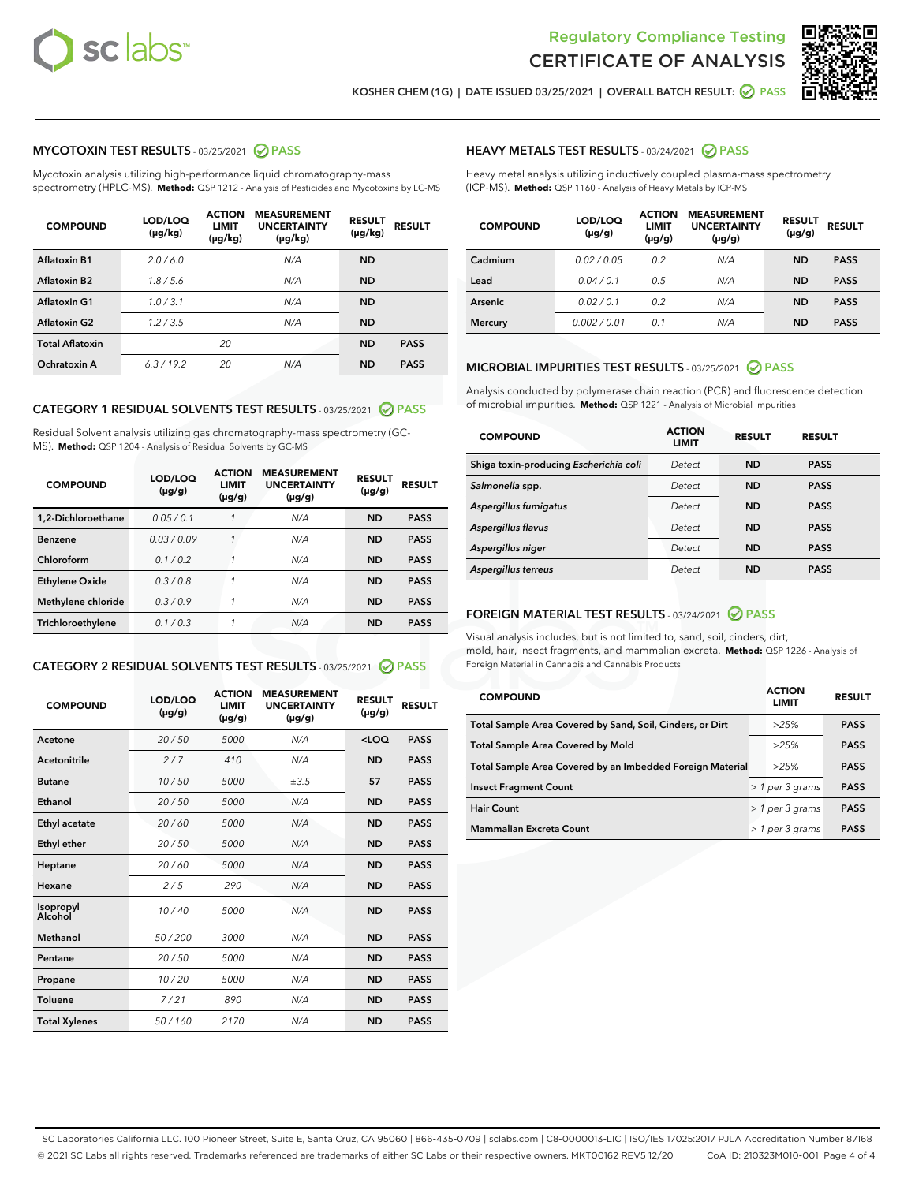Regulatory Compliance Testing
# CERTIFICATE OF ANALYSIS

KOSHER CHEM (1G) | DATE ISSUED 03/25/2021 | OVERALL BATCH RESULT: PASS

## MYCOTOXIN TEST RESULTS - 03/25/2021 PASS

Mycotoxin analysis utilizing high-performance liquid chromatography-mass spectrometry (HPLC-MS). **Method:** QSP 1212 - Analysis of Pesticides and Mycotoxins by LC-MS

| COMPOUND | LOD/LOQ (µg/kg) | ACTION LIMIT (µg/kg) | MEASUREMENT UNCERTAINTY (µg/kg) | RESULT (µg/kg) | RESULT |
|---|---|---|---|---|---|
| Aflatoxin B1 | 2.0 / 6.0 | | N/A | ND | |
| Aflatoxin B2 | 1.8 / 5.6 | | N/A | ND | |
| Aflatoxin G1 | 1.0 / 3.1 | | N/A | ND | |
| Aflatoxin G2 | 1.2 / 3.5 | | N/A | ND | |
| Total Aflatoxin | | 20 | | ND | PASS |
| Ochratoxin A | 6.3 / 19.2 | 20 | N/A | ND | PASS |

## CATEGORY 1 RESIDUAL SOLVENTS TEST RESULTS - 03/25/2021 PASS

Residual Solvent analysis utilizing gas chromatography-mass spectrometry (GC-MS). **Method:** QSP 1204 - Analysis of Residual Solvents by GC-MS

| COMPOUND | LOD/LOQ (µg/g) | ACTION LIMIT (µg/g) | MEASUREMENT UNCERTAINTY (µg/g) | RESULT (µg/g) | RESULT |
|---|---|---|---|---|---|
| 1,2-Dichloroethane | 0.05 / 0.1 | 1 | N/A | ND | PASS |
| Benzene | 0.03 / 0.09 | 1 | N/A | ND | PASS |
| Chloroform | 0.1 / 0.2 | 1 | N/A | ND | PASS |
| Ethylene Oxide | 0.3 / 0.8 | 1 | N/A | ND | PASS |
| Methylene chloride | 0.3 / 0.9 | 1 | N/A | ND | PASS |
| Trichloroethylene | 0.1 / 0.3 | 1 | N/A | ND | PASS |

## CATEGORY 2 RESIDUAL SOLVENTS TEST RESULTS - 03/25/2021 PASS

| COMPOUND | LOD/LOQ (µg/g) | ACTION LIMIT (µg/g) | MEASUREMENT UNCERTAINTY (µg/g) | RESULT (µg/g) | RESULT |
|---|---|---|---|---|---|
| Acetone | 20 / 50 | 5000 | N/A | <LOQ | PASS |
| Acetonitrile | 2 / 7 | 410 | N/A | ND | PASS |
| Butane | 10 / 50 | 5000 | ±3.5 | 57 | PASS |
| Ethanol | 20 / 50 | 5000 | N/A | ND | PASS |
| Ethyl acetate | 20 / 60 | 5000 | N/A | ND | PASS |
| Ethyl ether | 20 / 50 | 5000 | N/A | ND | PASS |
| Heptane | 20 / 60 | 5000 | N/A | ND | PASS |
| Hexane | 2 / 5 | 290 | N/A | ND | PASS |
| Isopropyl Alcohol | 10 / 40 | 5000 | N/A | ND | PASS |
| Methanol | 50 / 200 | 3000 | N/A | ND | PASS |
| Pentane | 20 / 50 | 5000 | N/A | ND | PASS |
| Propane | 10 / 20 | 5000 | N/A | ND | PASS |
| Toluene | 7 / 21 | 890 | N/A | ND | PASS |
| Total Xylenes | 50 / 160 | 2170 | N/A | ND | PASS |

## HEAVY METALS TEST RESULTS - 03/24/2021 PASS

Heavy metal analysis utilizing inductively coupled plasma-mass spectrometry (ICP-MS). **Method:** QSP 1160 - Analysis of Heavy Metals by ICP-MS

| COMPOUND | LOD/LOQ (µg/g) | ACTION LIMIT (µg/g) | MEASUREMENT UNCERTAINTY (µg/g) | RESULT (µg/g) | RESULT |
|---|---|---|---|---|---|
| Cadmium | 0.02 / 0.05 | 0.2 | N/A | ND | PASS |
| Lead | 0.04 / 0.1 | 0.5 | N/A | ND | PASS |
| Arsenic | 0.02 / 0.1 | 0.2 | N/A | ND | PASS |
| Mercury | 0.002 / 0.01 | 0.1 | N/A | ND | PASS |

## MICROBIAL IMPURITIES TEST RESULTS - 03/25/2021 PASS

Analysis conducted by polymerase chain reaction (PCR) and fluorescence detection of microbial impurities. **Method:** QSP 1221 - Analysis of Microbial Impurities

| COMPOUND | ACTION LIMIT | RESULT | RESULT |
|---|---|---|---|
| *Shiga toxin-producing Escherichia coli* | Detect | ND | PASS |
| *Salmonella* spp. | Detect | ND | PASS |
| *Aspergillus fumigatus* | Detect | ND | PASS |
| *Aspergillus flavus* | Detect | ND | PASS |
| *Aspergillus niger* | Detect | ND | PASS |
| *Aspergillus terreus* | Detect | ND | PASS |

## FOREIGN MATERIAL TEST RESULTS - 03/24/2021 PASS

Visual analysis includes, but is not limited to, sand, soil, cinders, dirt, mold, hair, insect fragments, and mammalian excreta. **Method:** QSP 1226 - Analysis of Foreign Material in Cannabis and Cannabis Products

| COMPOUND | ACTION LIMIT | RESULT |
|---|---|---|
| Total Sample Area Covered by Sand, Soil, Cinders, or Dirt | >25% | PASS |
| Total Sample Area Covered by Mold | >25% | PASS |
| Total Sample Area Covered by an Imbedded Foreign Material | >25% | PASS |
| Insect Fragment Count | > 1 per 3 grams | PASS |
| Hair Count | > 1 per 3 grams | PASS |
| Mammalian Excreta Count | > 1 per 3 grams | PASS |

SC Laboratories California LLC. 100 Pioneer Street, Suite E, Santa Cruz, CA 95060 | 866-435-0709 | sclabs.com | C8-0000013-LIC | ISO/IES 17025:2017 PJLA Accreditation Number 87168
© 2021 SC Labs all rights reserved. Trademarks referenced are trademarks of either SC Labs or their respective owners. MKT00162 REV5 12/20 CoA ID: 210323M010-001